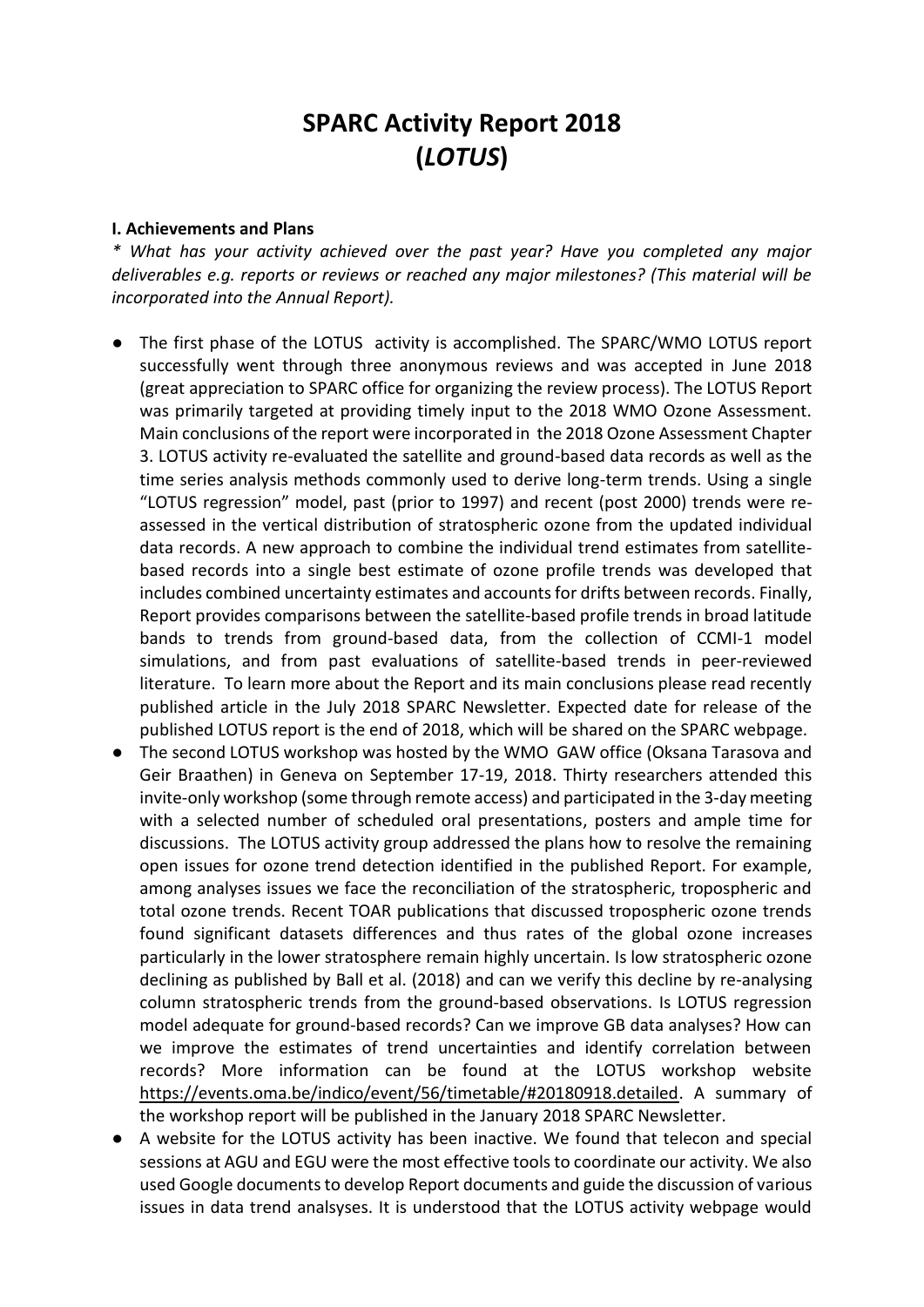# SPARC Activity Report 2018 (*LOTUS*)

**I. Achievements and Plans**

*\* What has your activity achieved over the past year? Have you completed any major deliverables e.g. reports or reviews or reached any major milestones? (This material will be incorporated into the Annual Report).*

- The first phase of the LOTUS activity is accomplished. The SPARC/WMO LOTUS report successfully went through three anonymous reviews and was accepted in June 2018 (great appreciation to SPARC office for organizing the review process). The LOTUS Report was primarily targeted at providing timely input to the 2018 WMO Ozone Assessment. Main conclusions of the report were incorporated in the 2018 Ozone Assessment Chapter 3. LOTUS activity re-evaluated the satellite and ground-based data records as well as the time series analysis methods commonly used to derive long-term trends. Using a single "LOTUS regression" model, past (prior to 1997) and recent (post 2000) trends were re-assessed in the vertical distribution of stratospheric ozone from the updated individual data records. A new approach to combine the individual trend estimates from satellite-based records into a single best estimate of ozone profile trends was developed that includes combined uncertainty estimates and accounts for drifts between records. Finally, Report provides comparisons between the satellite-based profile trends in broad latitude bands to trends from ground-based data, from the collection of CCMI-1 model simulations, and from past evaluations of satellite-based trends in peer-reviewed literature. To learn more about the Report and its main conclusions please read recently published article in the July 2018 SPARC Newsletter. Expected date for release of the published LOTUS report is the end of 2018, which will be shared on the SPARC webpage.
- The second LOTUS workshop was hosted by the WMO GAW office (Oksana Tarasova and Geir Braathen) in Geneva on September 17-19, 2018. Thirty researchers attended this invite-only workshop (some through remote access) and participated in the 3-day meeting with a selected number of scheduled oral presentations, posters and ample time for discussions. The LOTUS activity group addressed the plans how to resolve the remaining open issues for ozone trend detection identified in the published Report. For example, among analyses issues we face the reconciliation of the stratospheric, tropospheric and total ozone trends. Recent TOAR publications that discussed tropospheric ozone trends found significant datasets differences and thus rates of the global ozone increases particularly in the lower stratosphere remain highly uncertain. Is low stratospheric ozone declining as published by Ball et al. (2018) and can we verify this decline by re-analysing column stratospheric trends from the ground-based observations. Is LOTUS regression model adequate for ground-based records? Can we improve GB data analyses? How can we improve the estimates of trend uncertainties and identify correlation between records? More information can be found at the LOTUS workshop website https://events.oma.be/indico/event/56/timetable/#20180918.detailed. A summary of the workshop report will be published in the January 2018 SPARC Newsletter.
- A website for the LOTUS activity has been inactive. We found that telecon and special sessions at AGU and EGU were the most effective tools to coordinate our activity. We also used Google documents to develop Report documents and guide the discussion of various issues in data trend analsyses. It is understood that the LOTUS activity webpage would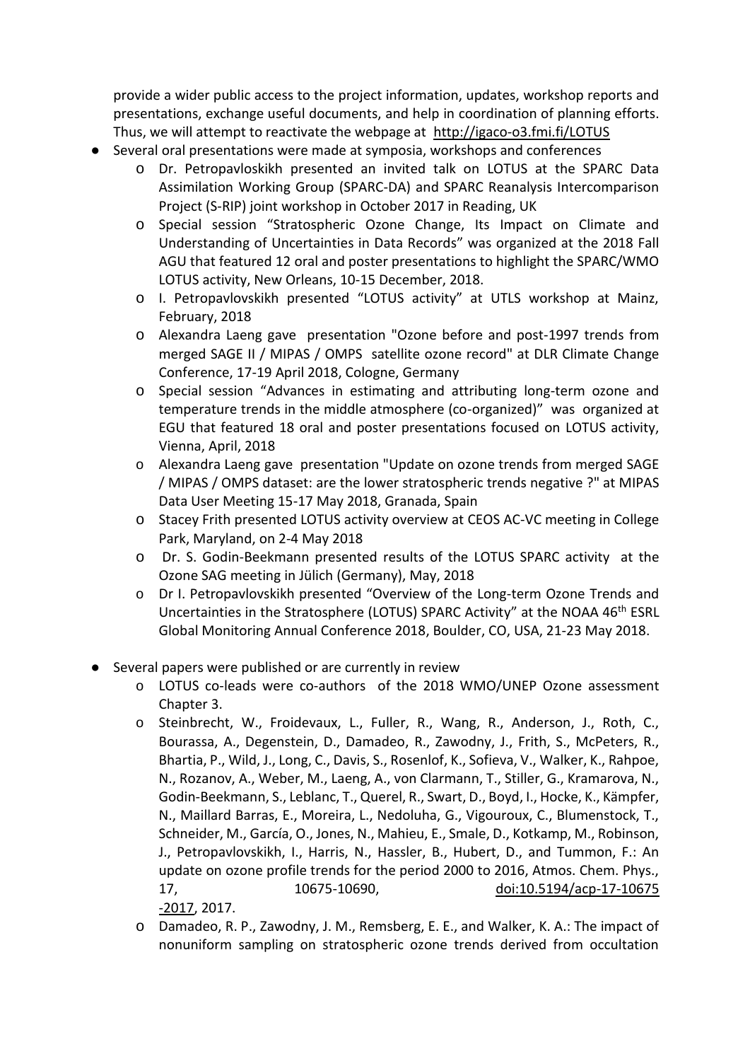provide a wider public access to the project information, updates, workshop reports and presentations, exchange useful documents, and help in coordination of planning efforts. Thus, we will attempt to reactivate the webpage at http://igaco-o3.fmi.fi/LOTUS

- Several oral presentations were made at symposia, workshops and conferences
  - Dr. Petropavloskikh presented an invited talk on LOTUS at the SPARC Data Assimilation Working Group (SPARC-DA) and SPARC Reanalysis Intercomparison Project (S-RIP) joint workshop in October 2017 in Reading, UK
  - Special session "Stratospheric Ozone Change, Its Impact on Climate and Understanding of Uncertainties in Data Records" was organized at the 2018 Fall AGU that featured 12 oral and poster presentations to highlight the SPARC/WMO LOTUS activity, New Orleans, 10-15 December, 2018.
  - I. Petropavlovskikh presented "LOTUS activity" at UTLS workshop at Mainz, February, 2018
  - Alexandra Laeng gave presentation "Ozone before and post-1997 trends from merged SAGE II / MIPAS / OMPS satellite ozone record" at DLR Climate Change Conference, 17-19 April 2018, Cologne, Germany
  - Special session "Advances in estimating and attributing long-term ozone and temperature trends in the middle atmosphere (co-organized)" was organized at EGU that featured 18 oral and poster presentations focused on LOTUS activity, Vienna, April, 2018
  - Alexandra Laeng gave presentation "Update on ozone trends from merged SAGE / MIPAS / OMPS dataset: are the lower stratospheric trends negative ?" at MIPAS Data User Meeting 15-17 May 2018, Granada, Spain
  - Stacey Frith presented LOTUS activity overview at CEOS AC-VC meeting in College Park, Maryland, on 2-4 May 2018
  - Dr. S. Godin-Beekmann presented results of the LOTUS SPARC activity at the Ozone SAG meeting in Jülich (Germany), May, 2018
  - Dr I. Petropavlovskikh presented "Overview of the Long-term Ozone Trends and Uncertainties in the Stratosphere (LOTUS) SPARC Activity" at the NOAA 46th ESRL Global Monitoring Annual Conference 2018, Boulder, CO, USA, 21-23 May 2018.

- Several papers were published or are currently in review
  - LOTUS co-leads were co-authors of the 2018 WMO/UNEP Ozone assessment Chapter 3.
  - Steinbrecht, W., Froidevaux, L., Fuller, R., Wang, R., Anderson, J., Roth, C., Bourassa, A., Degenstein, D., Damadeo, R., Zawodny, J., Frith, S., McPeters, R., Bhartia, P., Wild, J., Long, C., Davis, S., Rosenlof, K., Sofieva, V., Walker, K., Rahpoe, N., Rozanov, A., Weber, M., Laeng, A., von Clarmann, T., Stiller, G., Kramarova, N., Godin-Beekmann, S., Leblanc, T., Querel, R., Swart, D., Boyd, I., Hocke, K., Kämpfer, N., Maillard Barras, E., Moreira, L., Nedoluha, G., Vigouroux, C., Blumenstock, T., Schneider, M., García, O., Jones, N., Mahieu, E., Smale, D., Kotkamp, M., Robinson, J., Petropavlovskikh, I., Harris, N., Hassler, B., Hubert, D., and Tummon, F.: An update on ozone profile trends for the period 2000 to 2016, Atmos. Chem. Phys., 17, 10675-10690, doi:10.5194/acp-17-10675-2017, 2017.
  - Damadeo, R. P., Zawodny, J. M., Remsberg, E. E., and Walker, K. A.: The impact of nonuniform sampling on stratospheric ozone trends derived from occultation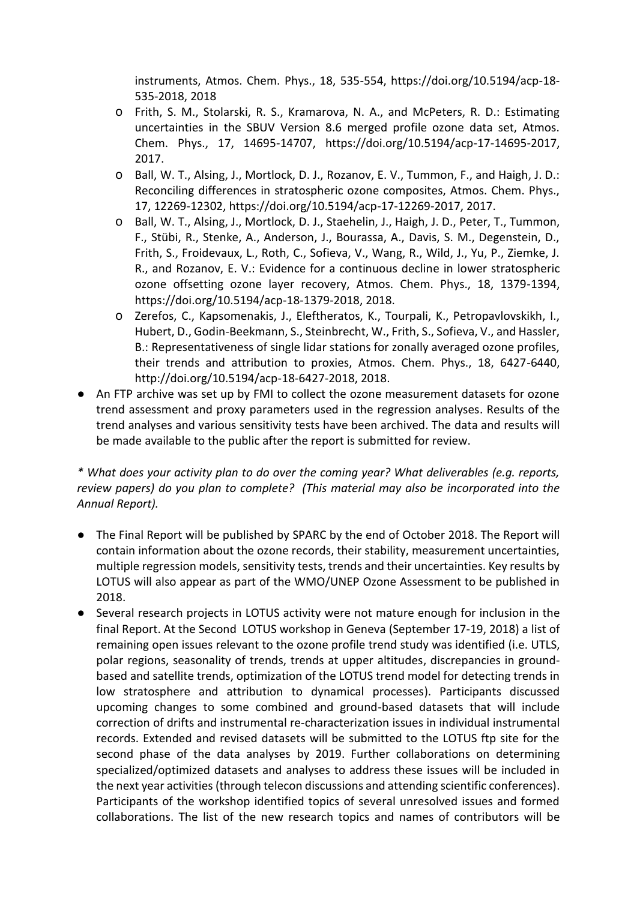instruments, Atmos. Chem. Phys., 18, 535-554, https://doi.org/10.5194/acp-18-535-2018, 2018

    - Frith, S. M., Stolarski, R. S., Kramarova, N. A., and McPeters, R. D.: Estimating uncertainties in the SBUV Version 8.6 merged profile ozone data set, Atmos. Chem. Phys., 17, 14695-14707, https://doi.org/10.5194/acp-17-14695-2017, 2017.
    - Ball, W. T., Alsing, J., Mortlock, D. J., Rozanov, E. V., Tummon, F., and Haigh, J. D.: Reconciling differences in stratospheric ozone composites, Atmos. Chem. Phys., 17, 12269-12302, https://doi.org/10.5194/acp-17-12269-2017, 2017.
    - Ball, W. T., Alsing, J., Mortlock, D. J., Staehelin, J., Haigh, J. D., Peter, T., Tummon, F., Stübi, R., Stenke, A., Anderson, J., Bourassa, A., Davis, S. M., Degenstein, D., Frith, S., Froidevaux, L., Roth, C., Sofieva, V., Wang, R., Wild, J., Yu, P., Ziemke, J. R., and Rozanov, E. V.: Evidence for a continuous decline in lower stratospheric ozone offsetting ozone layer recovery, Atmos. Chem. Phys., 18, 1379-1394, https://doi.org/10.5194/acp-18-1379-2018, 2018.
    - Zerefos, C., Kapsomenakis, J., Eleftheratos, K., Tourpali, K., Petropavlovskikh, I., Hubert, D., Godin-Beekmann, S., Steinbrecht, W., Frith, S., Sofieva, V., and Hassler, B.: Representativeness of single lidar stations for zonally averaged ozone profiles, their trends and attribution to proxies, Atmos. Chem. Phys., 18, 6427-6440, http://doi.org/10.5194/acp-18-6427-2018, 2018.
- An FTP archive was set up by FMI to collect the ozone measurement datasets for ozone trend assessment and proxy parameters used in the regression analyses. Results of the trend analyses and various sensitivity tests have been archived. The data and results will be made available to the public after the report is submitted for review.

*\* What does your activity plan to do over the coming year? What deliverables (e.g. reports, review papers) do you plan to complete? (This material may also be incorporated into the Annual Report).*

- The Final Report will be published by SPARC by the end of October 2018. The Report will contain information about the ozone records, their stability, measurement uncertainties, multiple regression models, sensitivity tests, trends and their uncertainties. Key results by LOTUS will also appear as part of the WMO/UNEP Ozone Assessment to be published in 2018.
- Several research projects in LOTUS activity were not mature enough for inclusion in the final Report. At the Second LOTUS workshop in Geneva (September 17-19, 2018) a list of remaining open issues relevant to the ozone profile trend study was identified (i.e. UTLS, polar regions, seasonality of trends, trends at upper altitudes, discrepancies in ground-based and satellite trends, optimization of the LOTUS trend model for detecting trends in low stratosphere and attribution to dynamical processes). Participants discussed upcoming changes to some combined and ground-based datasets that will include correction of drifts and instrumental re-characterization issues in individual instrumental records. Extended and revised datasets will be submitted to the LOTUS ftp site for the second phase of the data analyses by 2019. Further collaborations on determining specialized/optimized datasets and analyses to address these issues will be included in the next year activities (through telecon discussions and attending scientific conferences). Participants of the workshop identified topics of several unresolved issues and formed collaborations. The list of the new research topics and names of contributors will be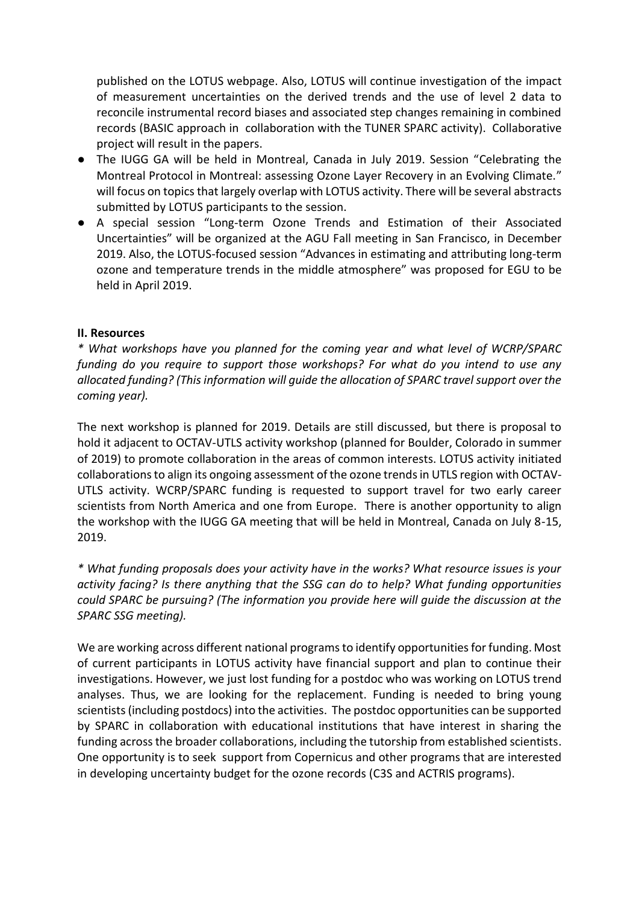published on the LOTUS webpage. Also, LOTUS will continue investigation of the impact of measurement uncertainties on the derived trends and the use of level 2 data to reconcile instrumental record biases and associated step changes remaining in combined records (BASIC approach in collaboration with the TUNER SPARC activity). Collaborative project will result in the papers.

- The IUGG GA will be held in Montreal, Canada in July 2019. Session "Celebrating the Montreal Protocol in Montreal: assessing Ozone Layer Recovery in an Evolving Climate." will focus on topics that largely overlap with LOTUS activity. There will be several abstracts submitted by LOTUS participants to the session.
- A special session "Long-term Ozone Trends and Estimation of their Associated Uncertainties" will be organized at the AGU Fall meeting in San Francisco, in December 2019. Also, the LOTUS-focused session "Advances in estimating and attributing long-term ozone and temperature trends in the middle atmosphere" was proposed for EGU to be held in April 2019.

**II. Resources**

*\* What workshops have you planned for the coming year and what level of WCRP/SPARC funding do you require to support those workshops? For what do you intend to use any allocated funding? (This information will guide the allocation of SPARC travel support over the coming year).*

The next workshop is planned for 2019. Details are still discussed, but there is proposal to hold it adjacent to OCTAV-UTLS activity workshop (planned for Boulder, Colorado in summer of 2019) to promote collaboration in the areas of common interests. LOTUS activity initiated collaborations to align its ongoing assessment of the ozone trends in UTLS region with OCTAV-UTLS activity. WCRP/SPARC funding is requested to support travel for two early career scientists from North America and one from Europe. There is another opportunity to align the workshop with the IUGG GA meeting that will be held in Montreal, Canada on July 8-15, 2019.

*\* What funding proposals does your activity have in the works? What resource issues is your activity facing? Is there anything that the SSG can do to help? What funding opportunities could SPARC be pursuing? (The information you provide here will guide the discussion at the SPARC SSG meeting).*

We are working across different national programs to identify opportunities for funding. Most of current participants in LOTUS activity have financial support and plan to continue their investigations. However, we just lost funding for a postdoc who was working on LOTUS trend analyses. Thus, we are looking for the replacement. Funding is needed to bring young scientists (including postdocs) into the activities. The postdoc opportunities can be supported by SPARC in collaboration with educational institutions that have interest in sharing the funding across the broader collaborations, including the tutorship from established scientists. One opportunity is to seek support from Copernicus and other programs that are interested in developing uncertainty budget for the ozone records (C3S and ACTRIS programs).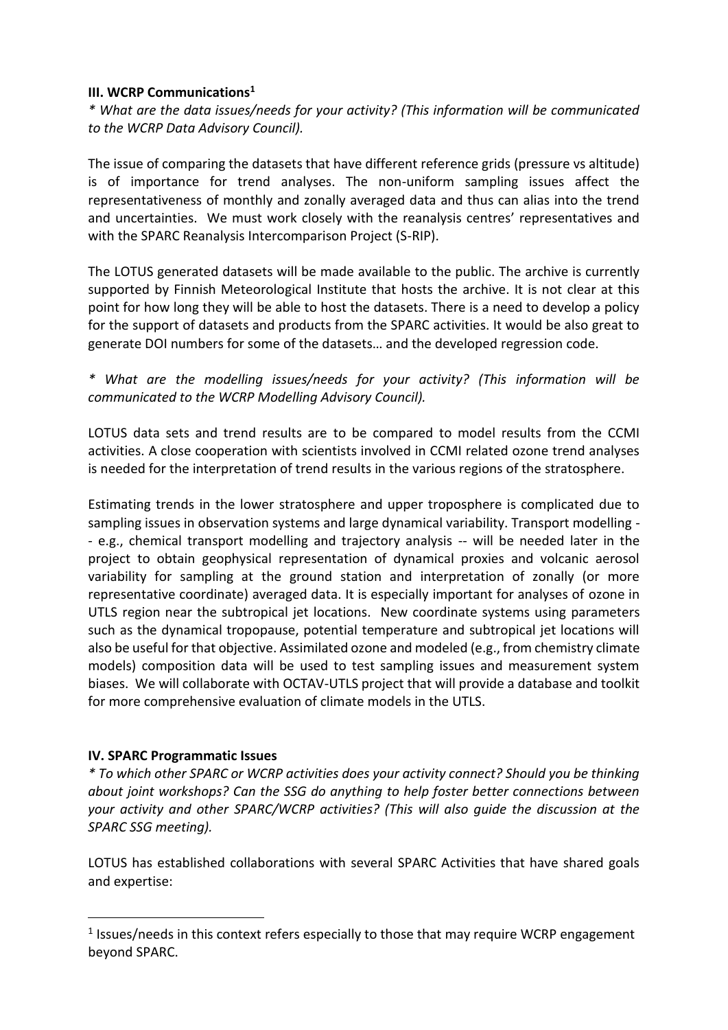### III. WCRP Communications[1]

*\* What are the data issues/needs for your activity? (This information will be communicated to the WCRP Data Advisory Council).*

The issue of comparing the datasets that have different reference grids (pressure vs altitude) is of importance for trend analyses. The non-uniform sampling issues affect the representativeness of monthly and zonally averaged data and thus can alias into the trend and uncertainties. We must work closely with the reanalysis centres' representatives and with the SPARC Reanalysis Intercomparison Project (S-RIP).

The LOTUS generated datasets will be made available to the public. The archive is currently supported by Finnish Meteorological Institute that hosts the archive. It is not clear at this point for how long they will be able to host the datasets. There is a need to develop a policy for the support of datasets and products from the SPARC activities. It would be also great to generate DOI numbers for some of the datasets… and the developed regression code.

*\* What are the modelling issues/needs for your activity? (This information will be communicated to the WCRP Modelling Advisory Council).*

LOTUS data sets and trend results are to be compared to model results from the CCMI activities. A close cooperation with scientists involved in CCMI related ozone trend analyses is needed for the interpretation of trend results in the various regions of the stratosphere.

Estimating trends in the lower stratosphere and upper troposphere is complicated due to sampling issues in observation systems and large dynamical variability. Transport modelling -- e.g., chemical transport modelling and trajectory analysis -- will be needed later in the project to obtain geophysical representation of dynamical proxies and volcanic aerosol variability for sampling at the ground station and interpretation of zonally (or more representative coordinate) averaged data. It is especially important for analyses of ozone in UTLS region near the subtropical jet locations. New coordinate systems using parameters such as the dynamical tropopause, potential temperature and subtropical jet locations will also be useful for that objective. Assimilated ozone and modeled (e.g., from chemistry climate models) composition data will be used to test sampling issues and measurement system biases. We will collaborate with OCTAV-UTLS project that will provide a database and toolkit for more comprehensive evaluation of climate models in the UTLS.

### IV. SPARC Programmatic Issues

*\* To which other SPARC or WCRP activities does your activity connect? Should you be thinking about joint workshops? Can the SSG do anything to help foster better connections between your activity and other SPARC/WCRP activities? (This will also guide the discussion at the SPARC SSG meeting).*

LOTUS has established collaborations with several SPARC Activities that have shared goals and expertise:

[1] Issues/needs in this context refers especially to those that may require WCRP engagement beyond SPARC.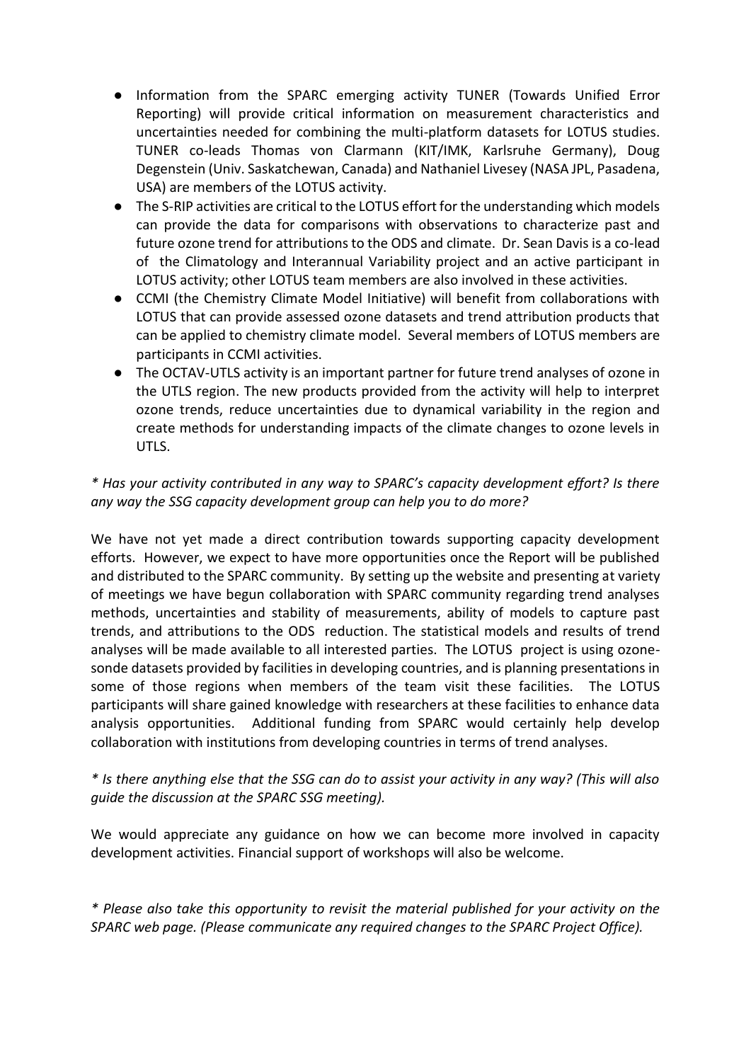- Information from the SPARC emerging activity TUNER (Towards Unified Error Reporting) will provide critical information on measurement characteristics and uncertainties needed for combining the multi-platform datasets for LOTUS studies. TUNER co-leads Thomas von Clarmann (KIT/IMK, Karlsruhe Germany), Doug Degenstein (Univ. Saskatchewan, Canada) and Nathaniel Livesey (NASA JPL, Pasadena, USA) are members of the LOTUS activity.
- The S-RIP activities are critical to the LOTUS effort for the understanding which models can provide the data for comparisons with observations to characterize past and future ozone trend for attributions to the ODS and climate. Dr. Sean Davis is a co-lead of the Climatology and Interannual Variability project and an active participant in LOTUS activity; other LOTUS team members are also involved in these activities.
- CCMI (the Chemistry Climate Model Initiative) will benefit from collaborations with LOTUS that can provide assessed ozone datasets and trend attribution products that can be applied to chemistry climate model. Several members of LOTUS members are participants in CCMI activities.
- The OCTAV-UTLS activity is an important partner for future trend analyses of ozone in the UTLS region. The new products provided from the activity will help to interpret ozone trends, reduce uncertainties due to dynamical variability in the region and create methods for understanding impacts of the climate changes to ozone levels in UTLS.

*\* Has your activity contributed in any way to SPARC's capacity development effort? Is there any way the SSG capacity development group can help you to do more?*

We have not yet made a direct contribution towards supporting capacity development efforts. However, we expect to have more opportunities once the Report will be published and distributed to the SPARC community. By setting up the website and presenting at variety of meetings we have begun collaboration with SPARC community regarding trend analyses methods, uncertainties and stability of measurements, ability of models to capture past trends, and attributions to the ODS reduction. The statistical models and results of trend analyses will be made available to all interested parties. The LOTUS project is using ozone-sonde datasets provided by facilities in developing countries, and is planning presentations in some of those regions when members of the team visit these facilities. The LOTUS participants will share gained knowledge with researchers at these facilities to enhance data analysis opportunities. Additional funding from SPARC would certainly help develop collaboration with institutions from developing countries in terms of trend analyses.

*\* Is there anything else that the SSG can do to assist your activity in any way? (This will also guide the discussion at the SPARC SSG meeting).*

We would appreciate any guidance on how we can become more involved in capacity development activities. Financial support of workshops will also be welcome.

*\* Please also take this opportunity to revisit the material published for your activity on the SPARC web page. (Please communicate any required changes to the SPARC Project Office).*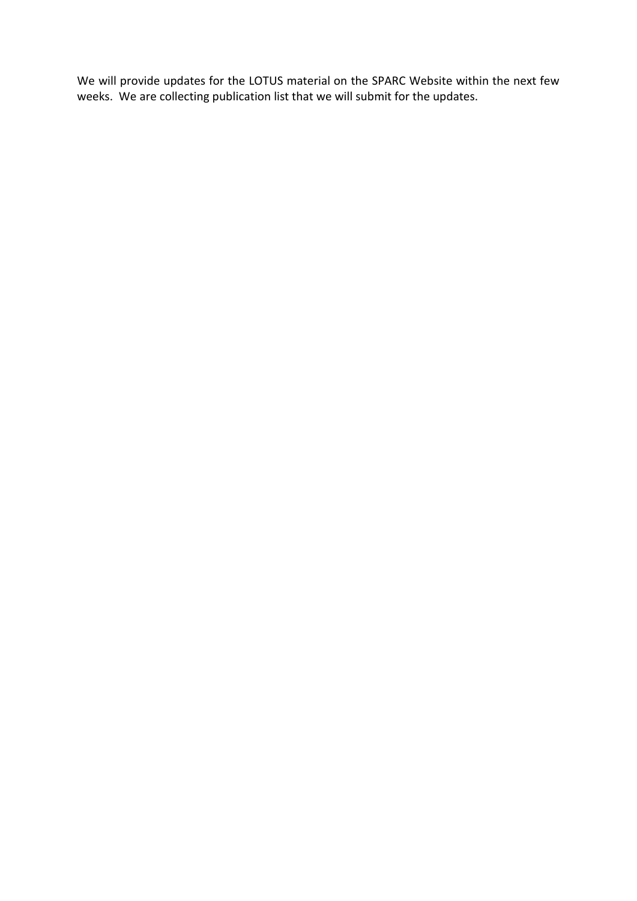We will provide updates for the LOTUS material on the SPARC Website within the next few weeks. We are collecting publication list that we will submit for the updates.